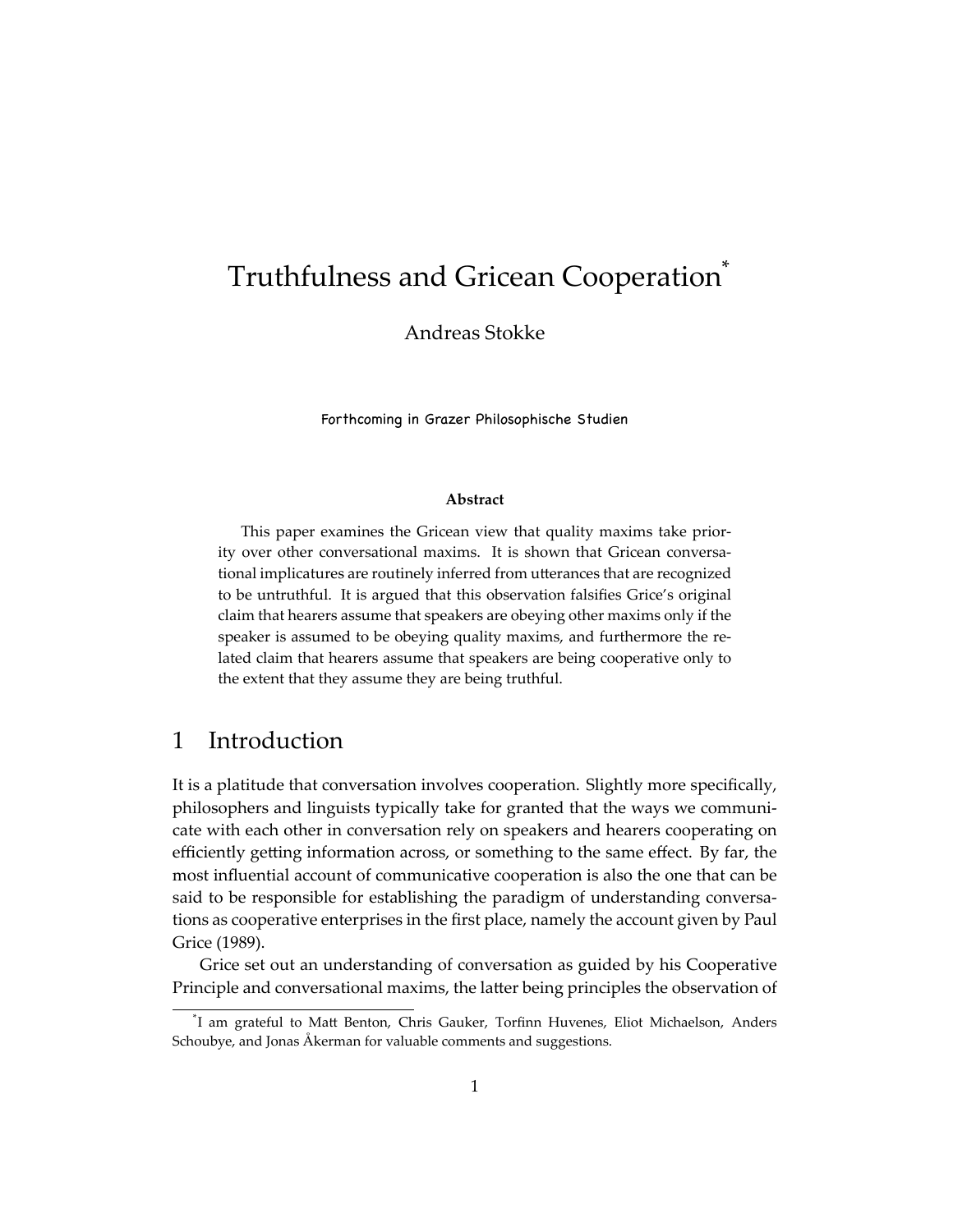# Truthfulness and Gricean Cooperation[*]

Andreas Stokke

Forthcoming in Grazer Philosophische Studien

**Abstract**

This paper examines the Gricean view that quality maxims take priority over other conversational maxims. It is shown that Gricean conversational implicatures are routinely inferred from utterances that are recognized to be untruthful. It is argued that this observation falsifies Grice's original claim that hearers assume that speakers are obeying other maxims only if the speaker is assumed to be obeying quality maxims, and furthermore the related claim that hearers assume that speakers are being cooperative only to the extent that they assume they are being truthful.

## 1 Introduction

It is a platitude that conversation involves cooperation. Slightly more specifically, philosophers and linguists typically take for granted that the ways we communicate with each other in conversation rely on speakers and hearers cooperating on efficiently getting information across, or something to the same effect. By far, the most influential account of communicative cooperation is also the one that can be said to be responsible for establishing the paradigm of understanding conversations as cooperative enterprises in the first place, namely the account given by Paul Grice (1989).

Grice set out an understanding of conversation as guided by his Cooperative Principle and conversational maxims, the latter being principles the observation of

[*] I am grateful to Matt Benton, Chris Gauker, Torfinn Huvenes, Eliot Michaelson, Anders Schoubye, and Jonas Åkerman for valuable comments and suggestions.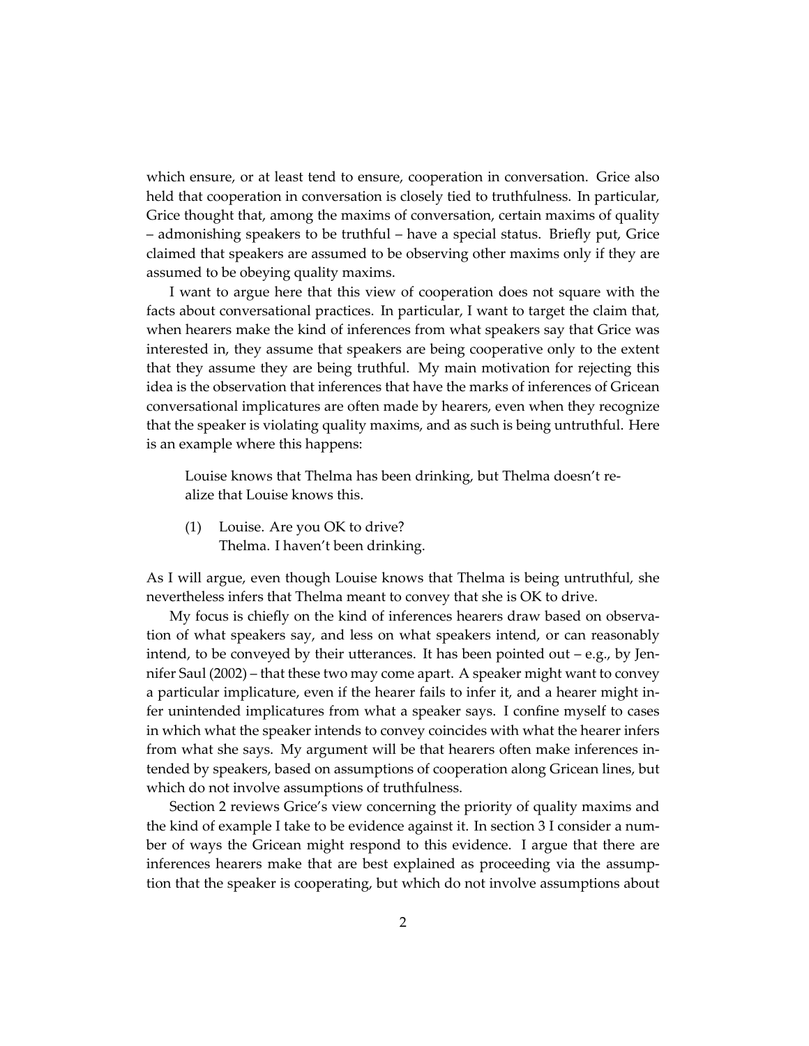which ensure, or at least tend to ensure, cooperation in conversation. Grice also held that cooperation in conversation is closely tied to truthfulness. In particular, Grice thought that, among the maxims of conversation, certain maxims of quality – admonishing speakers to be truthful – have a special status. Briefly put, Grice claimed that speakers are assumed to be observing other maxims only if they are assumed to be obeying quality maxims.

I want to argue here that this view of cooperation does not square with the facts about conversational practices. In particular, I want to target the claim that, when hearers make the kind of inferences from what speakers say that Grice was interested in, they assume that speakers are being cooperative only to the extent that they assume they are being truthful. My main motivation for rejecting this idea is the observation that inferences that have the marks of inferences of Gricean conversational implicatures are often made by hearers, even when they recognize that the speaker is violating quality maxims, and as such is being untruthful. Here is an example where this happens:

> Louise knows that Thelma has been drinking, but Thelma doesn't realize that Louise knows this.
>
> (1) Louise. Are you OK to drive?
> Thelma. I haven't been drinking.

As I will argue, even though Louise knows that Thelma is being untruthful, she nevertheless infers that Thelma meant to convey that she is OK to drive.

My focus is chiefly on the kind of inferences hearers draw based on observation of what speakers say, and less on what speakers intend, or can reasonably intend, to be conveyed by their utterances. It has been pointed out – e.g., by Jennifer Saul (2002) – that these two may come apart. A speaker might want to convey a particular implicature, even if the hearer fails to infer it, and a hearer might infer unintended implicatures from what a speaker says. I confine myself to cases in which what the speaker intends to convey coincides with what the hearer infers from what she says. My argument will be that hearers often make inferences intended by speakers, based on assumptions of cooperation along Gricean lines, but which do not involve assumptions of truthfulness.

Section 2 reviews Grice's view concerning the priority of quality maxims and the kind of example I take to be evidence against it. In section 3 I consider a number of ways the Gricean might respond to this evidence. I argue that there are inferences hearers make that are best explained as proceeding via the assumption that the speaker is cooperating, but which do not involve assumptions about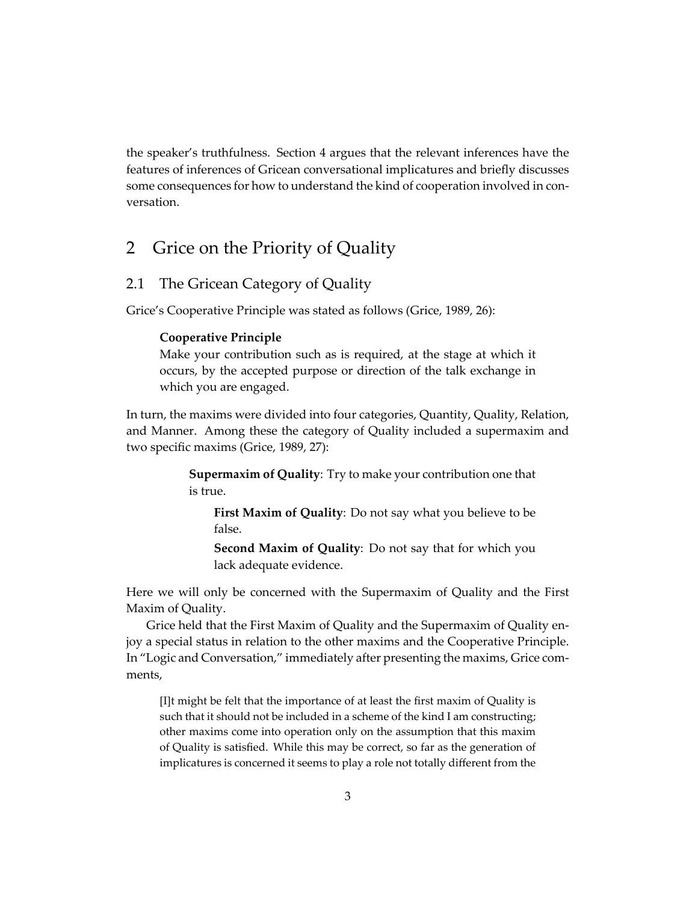the speaker's truthfulness. Section 4 argues that the relevant inferences have the features of inferences of Gricean conversational implicatures and briefly discusses some consequences for how to understand the kind of cooperation involved in conversation.

## 2 Grice on the Priority of Quality

### 2.1 The Gricean Category of Quality

Grice's Cooperative Principle was stated as follows (Grice, 1989, 26):

> **Cooperative Principle**
> Make your contribution such as is required, at the stage at which it occurs, by the accepted purpose or direction of the talk exchange in which you are engaged.

In turn, the maxims were divided into four categories, Quantity, Quality, Relation, and Manner. Among these the category of Quality included a supermaxim and two specific maxims (Grice, 1989, 27):

> **Supermaxim of Quality**: Try to make your contribution one that is true.
>
> > **First Maxim of Quality**: Do not say what you believe to be false.
> >
> > **Second Maxim of Quality**: Do not say that for which you lack adequate evidence.

Here we will only be concerned with the Supermaxim of Quality and the First Maxim of Quality.

Grice held that the First Maxim of Quality and the Supermaxim of Quality enjoy a special status in relation to the other maxims and the Cooperative Principle. In "Logic and Conversation," immediately after presenting the maxims, Grice comments,

> [I]t might be felt that the importance of at least the first maxim of Quality is such that it should not be included in a scheme of the kind I am constructing; other maxims come into operation only on the assumption that this maxim of Quality is satisfied. While this may be correct, so far as the generation of implicatures is concerned it seems to play a role not totally different from the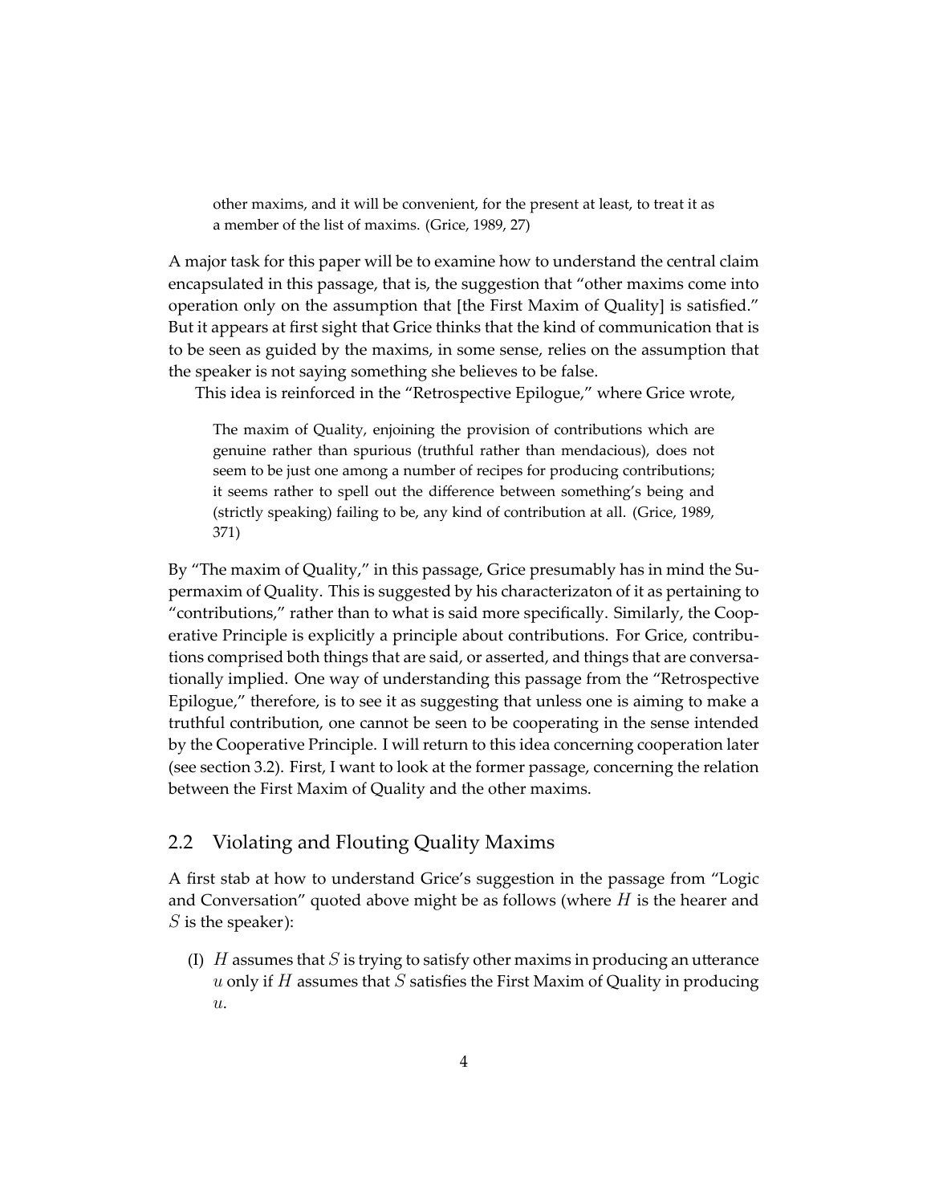> other maxims, and it will be convenient, for the present at least, to treat it as a member of the list of maxims. (Grice, 1989, 27)

A major task for this paper will be to examine how to understand the central claim encapsulated in this passage, that is, the suggestion that "other maxims come into operation only on the assumption that [the First Maxim of Quality] is satisfied." But it appears at first sight that Grice thinks that the kind of communication that is to be seen as guided by the maxims, in some sense, relies on the assumption that the speaker is not saying something she believes to be false.

This idea is reinforced in the "Retrospective Epilogue," where Grice wrote,

> The maxim of Quality, enjoining the provision of contributions which are genuine rather than spurious (truthful rather than mendacious), does not seem to be just one among a number of recipes for producing contributions; it seems rather to spell out the difference between something's being and (strictly speaking) failing to be, any kind of contribution at all. (Grice, 1989, 371)

By "The maxim of Quality," in this passage, Grice presumably has in mind the Supermaxim of Quality. This is suggested by his characterizaton of it as pertaining to "contributions," rather than to what is said more specifically. Similarly, the Cooperative Principle is explicitly a principle about contributions. For Grice, contributions comprised both things that are said, or asserted, and things that are conversationally implied. One way of understanding this passage from the "Retrospective Epilogue," therefore, is to see it as suggesting that unless one is aiming to make a truthful contribution, one cannot be seen to be cooperating in the sense intended by the Cooperative Principle. I will return to this idea concerning cooperation later (see section 3.2). First, I want to look at the former passage, concerning the relation between the First Maxim of Quality and the other maxims.

## 2.2 Violating and Flouting Quality Maxims

A first stab at how to understand Grice's suggestion in the passage from "Logic and Conversation" quoted above might be as follows (where $H$ is the hearer and $S$ is the speaker):

(I) $H$ assumes that $S$ is trying to satisfy other maxims in producing an utterance $u$ only if $H$ assumes that $S$ satisfies the First Maxim of Quality in producing $u$.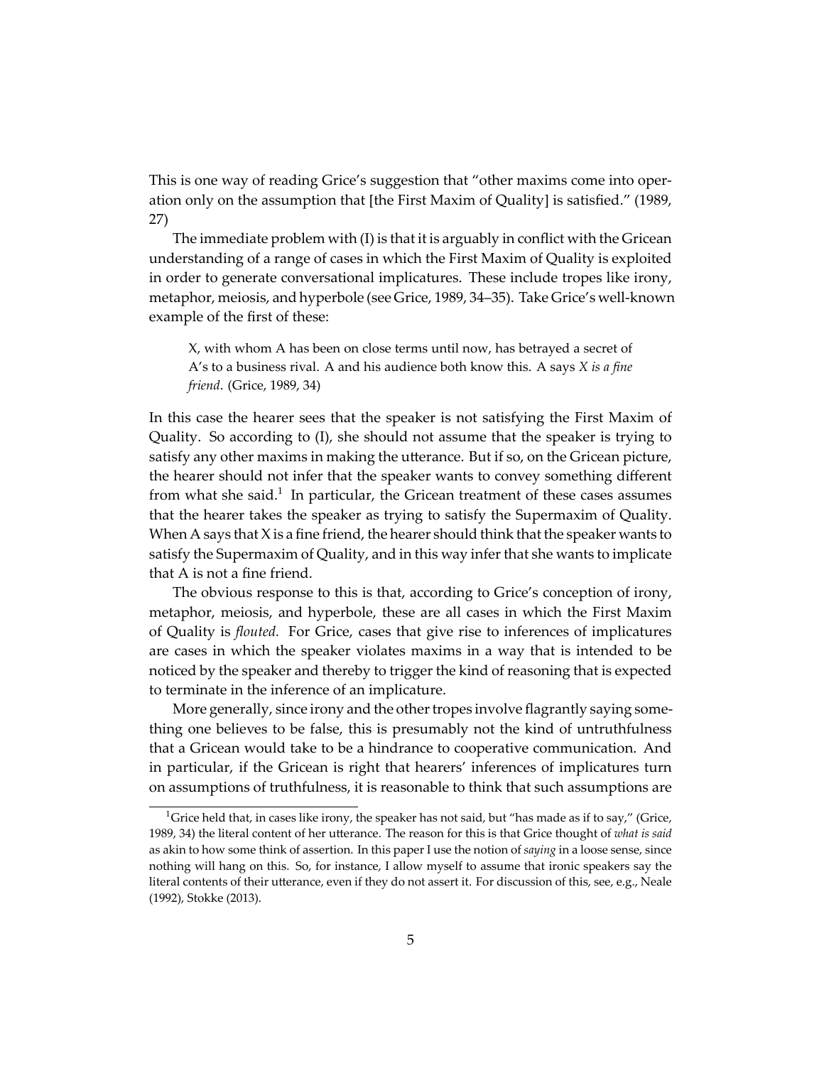This is one way of reading Grice's suggestion that "other maxims come into operation only on the assumption that [the First Maxim of Quality] is satisfied." (1989, 27)

The immediate problem with (I) is that it is arguably in conflict with the Gricean understanding of a range of cases in which the First Maxim of Quality is exploited in order to generate conversational implicatures. These include tropes like irony, metaphor, meiosis, and hyperbole (see Grice, 1989, 34–35). Take Grice's well-known example of the first of these:

> X, with whom A has been on close terms until now, has betrayed a secret of A's to a business rival. A and his audience both know this. A says *X is a fine friend*. (Grice, 1989, 34)

In this case the hearer sees that the speaker is not satisfying the First Maxim of Quality. So according to (I), she should not assume that the speaker is trying to satisfy any other maxims in making the utterance. But if so, on the Gricean picture, the hearer should not infer that the speaker wants to convey something different from what she said.[1] In particular, the Gricean treatment of these cases assumes that the hearer takes the speaker as trying to satisfy the Supermaxim of Quality. When A says that X is a fine friend, the hearer should think that the speaker wants to satisfy the Supermaxim of Quality, and in this way infer that she wants to implicate that A is not a fine friend.

The obvious response to this is that, according to Grice's conception of irony, metaphor, meiosis, and hyperbole, these are all cases in which the First Maxim of Quality is *flouted.* For Grice, cases that give rise to inferences of implicatures are cases in which the speaker violates maxims in a way that is intended to be noticed by the speaker and thereby to trigger the kind of reasoning that is expected to terminate in the inference of an implicature.

More generally, since irony and the other tropes involve flagrantly saying something one believes to be false, this is presumably not the kind of untruthfulness that a Gricean would take to be a hindrance to cooperative communication. And in particular, if the Gricean is right that hearers' inferences of implicatures turn on assumptions of truthfulness, it is reasonable to think that such assumptions are

---

[1] Grice held that, in cases like irony, the speaker has not said, but "has made as if to say," (Grice, 1989, 34) the literal content of her utterance. The reason for this is that Grice thought of *what is said* as akin to how some think of assertion. In this paper I use the notion of *saying* in a loose sense, since nothing will hang on this. So, for instance, I allow myself to assume that ironic speakers say the literal contents of their utterance, even if they do not assert it. For discussion of this, see, e.g., Neale (1992), Stokke (2013).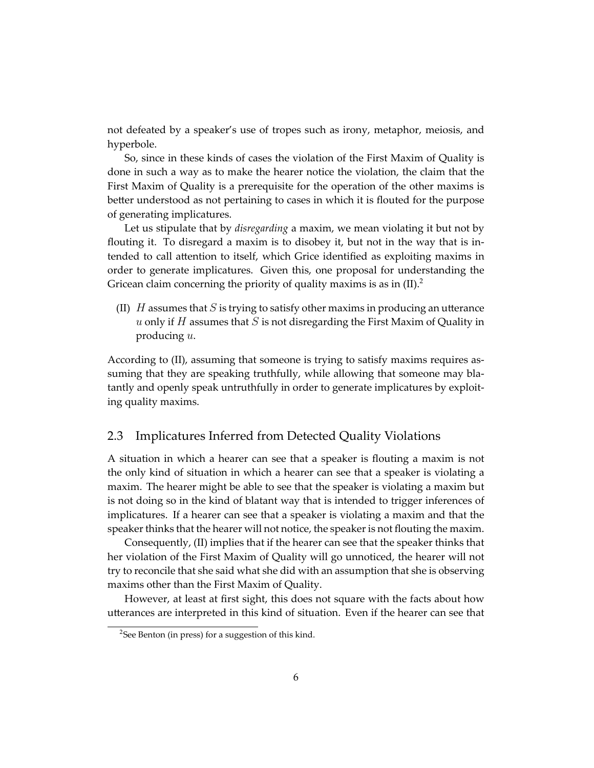not defeated by a speaker's use of tropes such as irony, metaphor, meiosis, and hyperbole.

So, since in these kinds of cases the violation of the First Maxim of Quality is done in such a way as to make the hearer notice the violation, the claim that the First Maxim of Quality is a prerequisite for the operation of the other maxims is better understood as not pertaining to cases in which it is flouted for the purpose of generating implicatures.

Let us stipulate that by *disregarding* a maxim, we mean violating it but not by flouting it. To disregard a maxim is to disobey it, but not in the way that is intended to call attention to itself, which Grice identified as exploiting maxims in order to generate implicatures. Given this, one proposal for understanding the Gricean claim concerning the priority of quality maxims is as in (II).[2]

(II) $H$ assumes that $S$ is trying to satisfy other maxims in producing an utterance $u$ only if $H$ assumes that $S$ is not disregarding the First Maxim of Quality in producing $u$.

According to (II), assuming that someone is trying to satisfy maxims requires assuming that they are speaking truthfully, while allowing that someone may blatantly and openly speak untruthfully in order to generate implicatures by exploiting quality maxims.

## 2.3 Implicatures Inferred from Detected Quality Violations

A situation in which a hearer can see that a speaker is flouting a maxim is not the only kind of situation in which a hearer can see that a speaker is violating a maxim. The hearer might be able to see that the speaker is violating a maxim but is not doing so in the kind of blatant way that is intended to trigger inferences of implicatures. If a hearer can see that a speaker is violating a maxim and that the speaker thinks that the hearer will not notice, the speaker is not flouting the maxim.

Consequently, (II) implies that if the hearer can see that the speaker thinks that her violation of the First Maxim of Quality will go unnoticed, the hearer will not try to reconcile that she said what she did with an assumption that she is observing maxims other than the First Maxim of Quality.

However, at least at first sight, this does not square with the facts about how utterances are interpreted in this kind of situation. Even if the hearer can see that

[2]See Benton (in press) for a suggestion of this kind.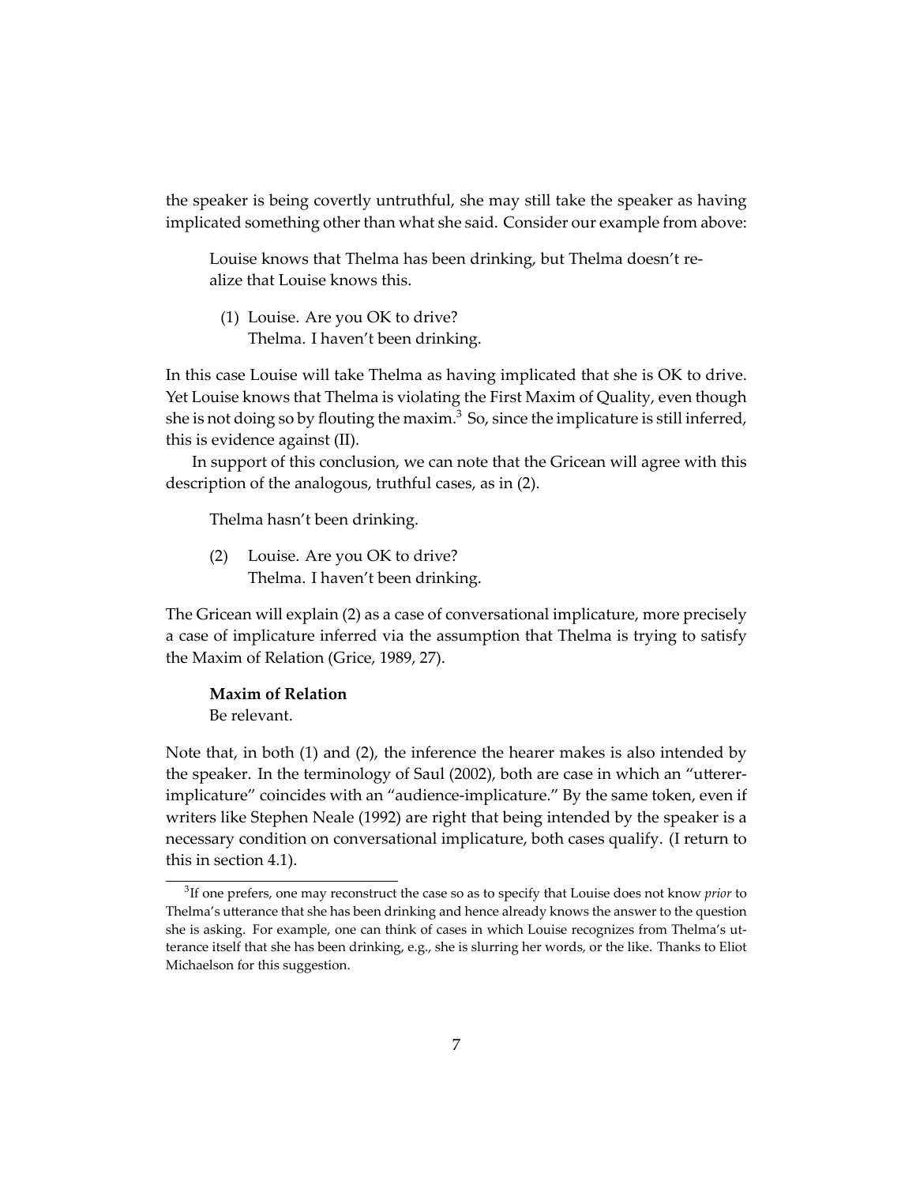the speaker is being covertly untruthful, she may still take the speaker as having implicated something other than what she said. Consider our example from above:

> Louise knows that Thelma has been drinking, but Thelma doesn't realize that Louise knows this.
>
> (1) Louise. Are you OK to drive?
> Thelma. I haven't been drinking.

In this case Louise will take Thelma as having implicated that she is OK to drive. Yet Louise knows that Thelma is violating the First Maxim of Quality, even though she is not doing so by flouting the maxim.[3] So, since the implicature is still inferred, this is evidence against (II).

In support of this conclusion, we can note that the Gricean will agree with this description of the analogous, truthful cases, as in (2).

> Thelma hasn't been drinking.
>
> (2) Louise. Are you OK to drive?
> Thelma. I haven't been drinking.

The Gricean will explain (2) as a case of conversational implicature, more precisely a case of implicature inferred via the assumption that Thelma is trying to satisfy the Maxim of Relation (Grice, 1989, 27).

> **Maxim of Relation**
> Be relevant.

Note that, in both (1) and (2), the inference the hearer makes is also intended by the speaker. In the terminology of Saul (2002), both are case in which an "utterer-implicature" coincides with an "audience-implicature." By the same token, even if writers like Stephen Neale (1992) are right that being intended by the speaker is a necessary condition on conversational implicature, both cases qualify. (I return to this in section 4.1).

[3] If one prefers, one may reconstruct the case so as to specify that Louise does not know *prior* to Thelma's utterance that she has been drinking and hence already knows the answer to the question she is asking. For example, one can think of cases in which Louise recognizes from Thelma's utterance itself that she has been drinking, e.g., she is slurring her words, or the like. Thanks to Eliot Michaelson for this suggestion.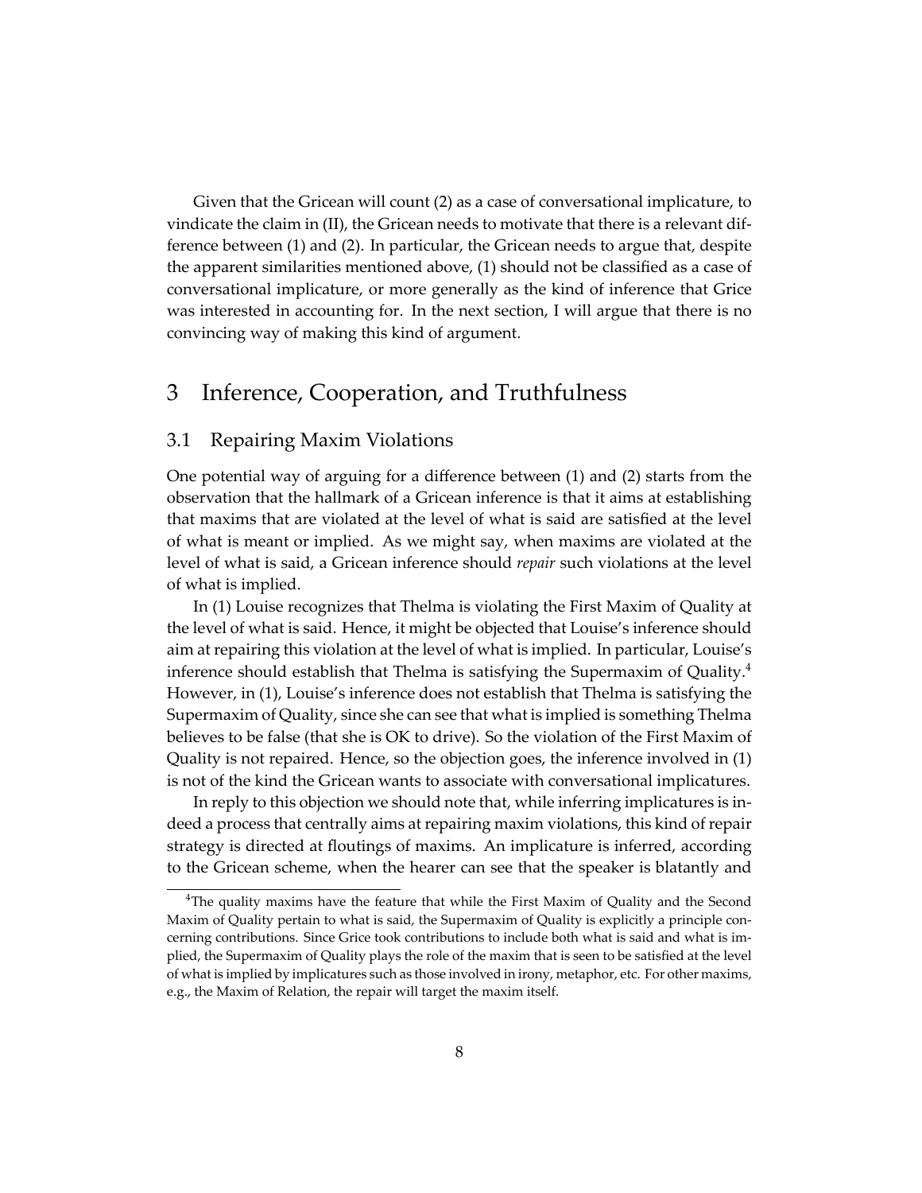Given that the Gricean will count (2) as a case of conversational implicature, to vindicate the claim in (II), the Gricean needs to motivate that there is a relevant difference between (1) and (2). In particular, the Gricean needs to argue that, despite the apparent similarities mentioned above, (1) should not be classified as a case of conversational implicature, or more generally as the kind of inference that Grice was interested in accounting for. In the next section, I will argue that there is no convincing way of making this kind of argument.

# 3 Inference, Cooperation, and Truthfulness

## 3.1 Repairing Maxim Violations

One potential way of arguing for a difference between (1) and (2) starts from the observation that the hallmark of a Gricean inference is that it aims at establishing that maxims that are violated at the level of what is said are satisfied at the level of what is meant or implied. As we might say, when maxims are violated at the level of what is said, a Gricean inference should *repair* such violations at the level of what is implied.

In (1) Louise recognizes that Thelma is violating the First Maxim of Quality at the level of what is said. Hence, it might be objected that Louise's inference should aim at repairing this violation at the level of what is implied. In particular, Louise's inference should establish that Thelma is satisfying the Supermaxim of Quality.[4] However, in (1), Louise's inference does not establish that Thelma is satisfying the Supermaxim of Quality, since she can see that what is implied is something Thelma believes to be false (that she is OK to drive). So the violation of the First Maxim of Quality is not repaired. Hence, so the objection goes, the inference involved in (1) is not of the kind the Gricean wants to associate with conversational implicatures.

In reply to this objection we should note that, while inferring implicatures is indeed a process that centrally aims at repairing maxim violations, this kind of repair strategy is directed at floutings of maxims. An implicature is inferred, according to the Gricean scheme, when the hearer can see that the speaker is blatantly and

[4]The quality maxims have the feature that while the First Maxim of Quality and the Second Maxim of Quality pertain to what is said, the Supermaxim of Quality is explicitly a principle concerning contributions. Since Grice took contributions to include both what is said and what is implied, the Supermaxim of Quality plays the role of the maxim that is seen to be satisfied at the level of what is implied by implicatures such as those involved in irony, metaphor, etc. For other maxims, e.g., the Maxim of Relation, the repair will target the maxim itself.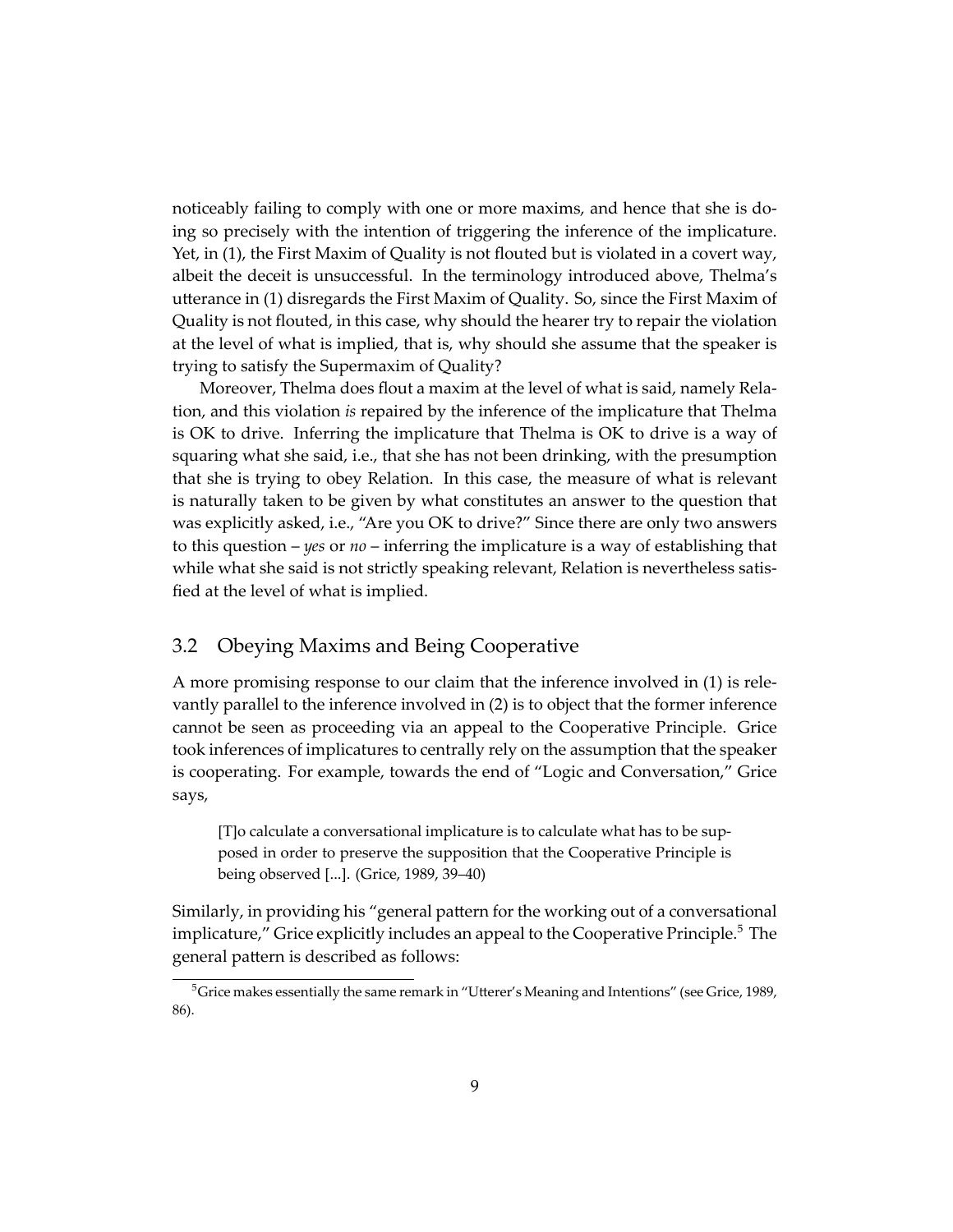noticeably failing to comply with one or more maxims, and hence that she is doing so precisely with the intention of triggering the inference of the implicature. Yet, in (1), the First Maxim of Quality is not flouted but is violated in a covert way, albeit the deceit is unsuccessful. In the terminology introduced above, Thelma's utterance in (1) disregards the First Maxim of Quality. So, since the First Maxim of Quality is not flouted, in this case, why should the hearer try to repair the violation at the level of what is implied, that is, why should she assume that the speaker is trying to satisfy the Supermaxim of Quality?

Moreover, Thelma does flout a maxim at the level of what is said, namely Relation, and this violation *is* repaired by the inference of the implicature that Thelma is OK to drive. Inferring the implicature that Thelma is OK to drive is a way of squaring what she said, i.e., that she has not been drinking, with the presumption that she is trying to obey Relation. In this case, the measure of what is relevant is naturally taken to be given by what constitutes an answer to the question that was explicitly asked, i.e., "Are you OK to drive?" Since there are only two answers to this question – *yes* or *no* – inferring the implicature is a way of establishing that while what she said is not strictly speaking relevant, Relation is nevertheless satisfied at the level of what is implied.

## 3.2 Obeying Maxims and Being Cooperative

A more promising response to our claim that the inference involved in (1) is relevantly parallel to the inference involved in (2) is to object that the former inference cannot be seen as proceeding via an appeal to the Cooperative Principle. Grice took inferences of implicatures to centrally rely on the assumption that the speaker is cooperating. For example, towards the end of "Logic and Conversation," Grice says,

> [T]o calculate a conversational implicature is to calculate what has to be supposed in order to preserve the supposition that the Cooperative Principle is being observed [...]. (Grice, 1989, 39–40)

Similarly, in providing his "general pattern for the working out of a conversational implicature," Grice explicitly includes an appeal to the Cooperative Principle.[5] The general pattern is described as follows:

[5] Grice makes essentially the same remark in "Utterer's Meaning and Intentions" (see Grice, 1989, 86).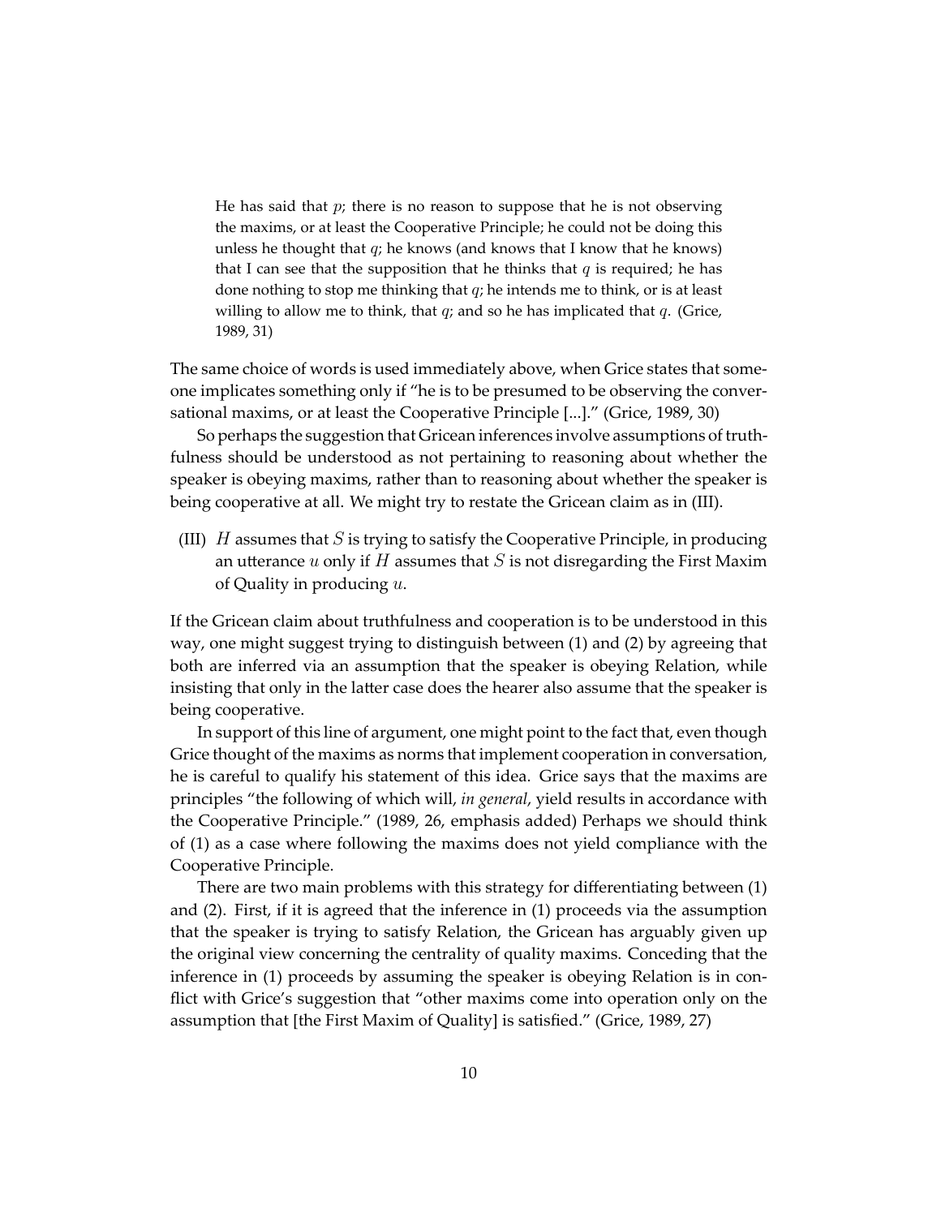> He has said that $p$; there is no reason to suppose that he is not observing the maxims, or at least the Cooperative Principle; he could not be doing this unless he thought that $q$; he knows (and knows that I know that he knows) that I can see that the supposition that he thinks that $q$ is required; he has done nothing to stop me thinking that $q$; he intends me to think, or is at least willing to allow me to think, that $q$; and so he has implicated that $q$. (Grice, 1989, 31)

The same choice of words is used immediately above, when Grice states that someone implicates something only if "he is to be presumed to be observing the conversational maxims, or at least the Cooperative Principle [...]." (Grice, 1989, 30)

So perhaps the suggestion that Gricean inferences involve assumptions of truthfulness should be understood as not pertaining to reasoning about whether the speaker is obeying maxims, rather than to reasoning about whether the speaker is being cooperative at all. We might try to restate the Gricean claim as in (III).

(III) $H$ assumes that $S$ is trying to satisfy the Cooperative Principle, in producing an utterance $u$ only if $H$ assumes that $S$ is not disregarding the First Maxim of Quality in producing $u$.

If the Gricean claim about truthfulness and cooperation is to be understood in this way, one might suggest trying to distinguish between (1) and (2) by agreeing that both are inferred via an assumption that the speaker is obeying Relation, while insisting that only in the latter case does the hearer also assume that the speaker is being cooperative.

In support of this line of argument, one might point to the fact that, even though Grice thought of the maxims as norms that implement cooperation in conversation, he is careful to qualify his statement of this idea. Grice says that the maxims are principles "the following of which will, *in general*, yield results in accordance with the Cooperative Principle." (1989, 26, emphasis added) Perhaps we should think of (1) as a case where following the maxims does not yield compliance with the Cooperative Principle.

There are two main problems with this strategy for differentiating between (1) and (2). First, if it is agreed that the inference in (1) proceeds via the assumption that the speaker is trying to satisfy Relation, the Gricean has arguably given up the original view concerning the centrality of quality maxims. Conceding that the inference in (1) proceeds by assuming the speaker is obeying Relation is in conflict with Grice's suggestion that "other maxims come into operation only on the assumption that [the First Maxim of Quality] is satisfied." (Grice, 1989, 27)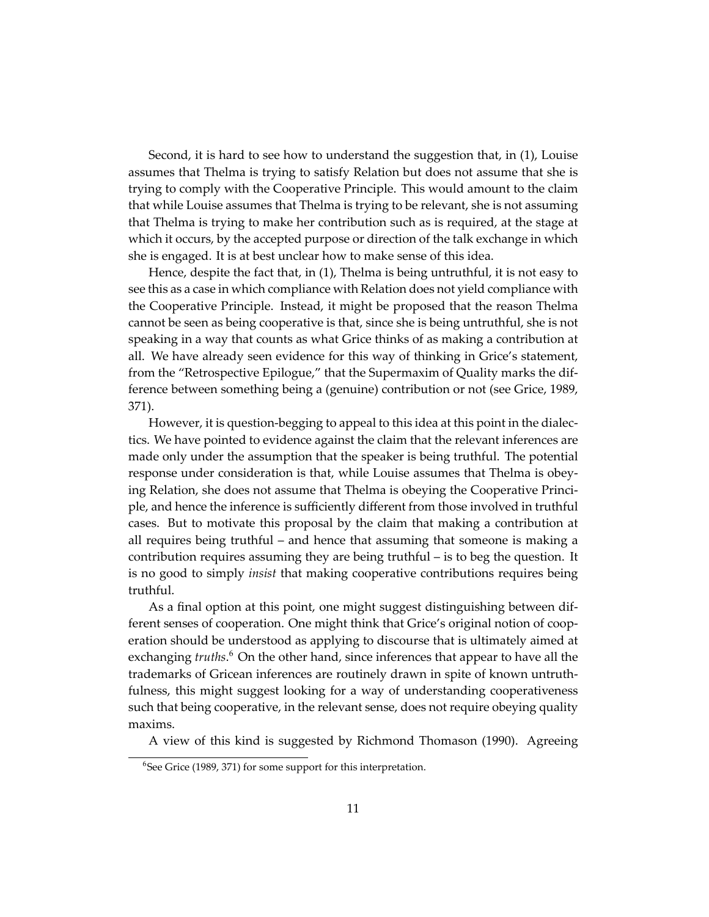Second, it is hard to see how to understand the suggestion that, in (1), Louise assumes that Thelma is trying to satisfy Relation but does not assume that she is trying to comply with the Cooperative Principle. This would amount to the claim that while Louise assumes that Thelma is trying to be relevant, she is not assuming that Thelma is trying to make her contribution such as is required, at the stage at which it occurs, by the accepted purpose or direction of the talk exchange in which she is engaged. It is at best unclear how to make sense of this idea.

Hence, despite the fact that, in (1), Thelma is being untruthful, it is not easy to see this as a case in which compliance with Relation does not yield compliance with the Cooperative Principle. Instead, it might be proposed that the reason Thelma cannot be seen as being cooperative is that, since she is being untruthful, she is not speaking in a way that counts as what Grice thinks of as making a contribution at all. We have already seen evidence for this way of thinking in Grice's statement, from the "Retrospective Epilogue," that the Supermaxim of Quality marks the difference between something being a (genuine) contribution or not (see Grice, 1989, 371).

However, it is question-begging to appeal to this idea at this point in the dialectics. We have pointed to evidence against the claim that the relevant inferences are made only under the assumption that the speaker is being truthful. The potential response under consideration is that, while Louise assumes that Thelma is obeying Relation, she does not assume that Thelma is obeying the Cooperative Principle, and hence the inference is sufficiently different from those involved in truthful cases. But to motivate this proposal by the claim that making a contribution at all requires being truthful – and hence that assuming that someone is making a contribution requires assuming they are being truthful – is to beg the question. It is no good to simply *insist* that making cooperative contributions requires being truthful.

As a final option at this point, one might suggest distinguishing between different senses of cooperation. One might think that Grice's original notion of cooperation should be understood as applying to discourse that is ultimately aimed at exchanging *truths*.[6] On the other hand, since inferences that appear to have all the trademarks of Gricean inferences are routinely drawn in spite of known untruthfulness, this might suggest looking for a way of understanding cooperativeness such that being cooperative, in the relevant sense, does not require obeying quality maxims.

A view of this kind is suggested by Richmond Thomason (1990). Agreeing

[6]See Grice (1989, 371) for some support for this interpretation.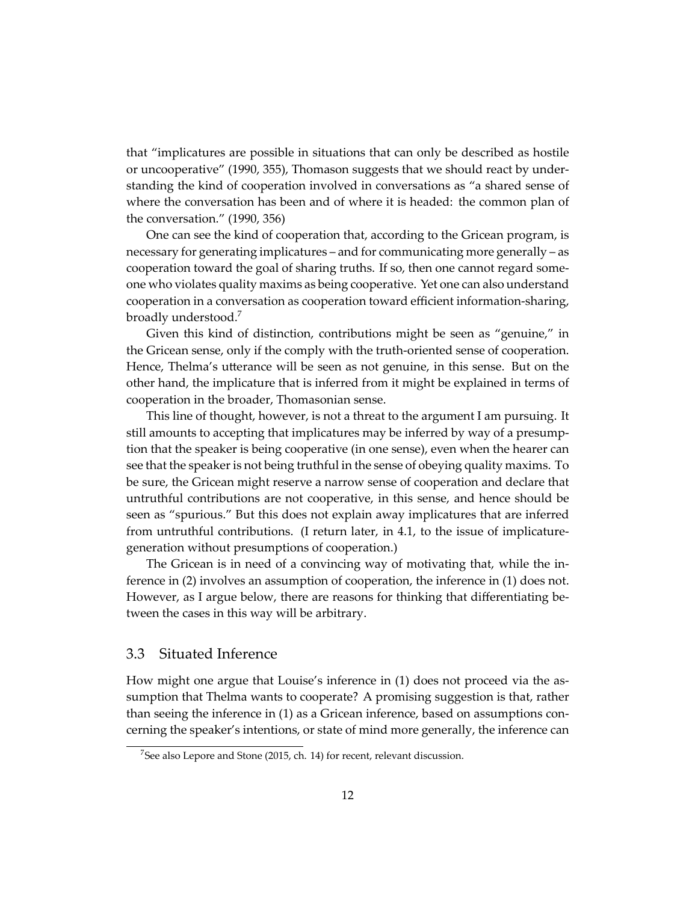that "implicatures are possible in situations that can only be described as hostile or uncooperative" (1990, 355), Thomason suggests that we should react by understanding the kind of cooperation involved in conversations as "a shared sense of where the conversation has been and of where it is headed: the common plan of the conversation." (1990, 356)

One can see the kind of cooperation that, according to the Gricean program, is necessary for generating implicatures – and for communicating more generally – as cooperation toward the goal of sharing truths. If so, then one cannot regard someone who violates quality maxims as being cooperative. Yet one can also understand cooperation in a conversation as cooperation toward efficient information-sharing, broadly understood.[7]

Given this kind of distinction, contributions might be seen as "genuine," in the Gricean sense, only if the comply with the truth-oriented sense of cooperation. Hence, Thelma's utterance will be seen as not genuine, in this sense. But on the other hand, the implicature that is inferred from it might be explained in terms of cooperation in the broader, Thomasonian sense.

This line of thought, however, is not a threat to the argument I am pursuing. It still amounts to accepting that implicatures may be inferred by way of a presumption that the speaker is being cooperative (in one sense), even when the hearer can see that the speaker is not being truthful in the sense of obeying quality maxims. To be sure, the Gricean might reserve a narrow sense of cooperation and declare that untruthful contributions are not cooperative, in this sense, and hence should be seen as "spurious." But this does not explain away implicatures that are inferred from untruthful contributions. (I return later, in 4.1, to the issue of implicature-generation without presumptions of cooperation.)

The Gricean is in need of a convincing way of motivating that, while the inference in (2) involves an assumption of cooperation, the inference in (1) does not. However, as I argue below, there are reasons for thinking that differentiating between the cases in this way will be arbitrary.

## 3.3 Situated Inference

How might one argue that Louise's inference in (1) does not proceed via the assumption that Thelma wants to cooperate? A promising suggestion is that, rather than seeing the inference in (1) as a Gricean inference, based on assumptions concerning the speaker's intentions, or state of mind more generally, the inference can

[7] See also Lepore and Stone (2015, ch. 14) for recent, relevant discussion.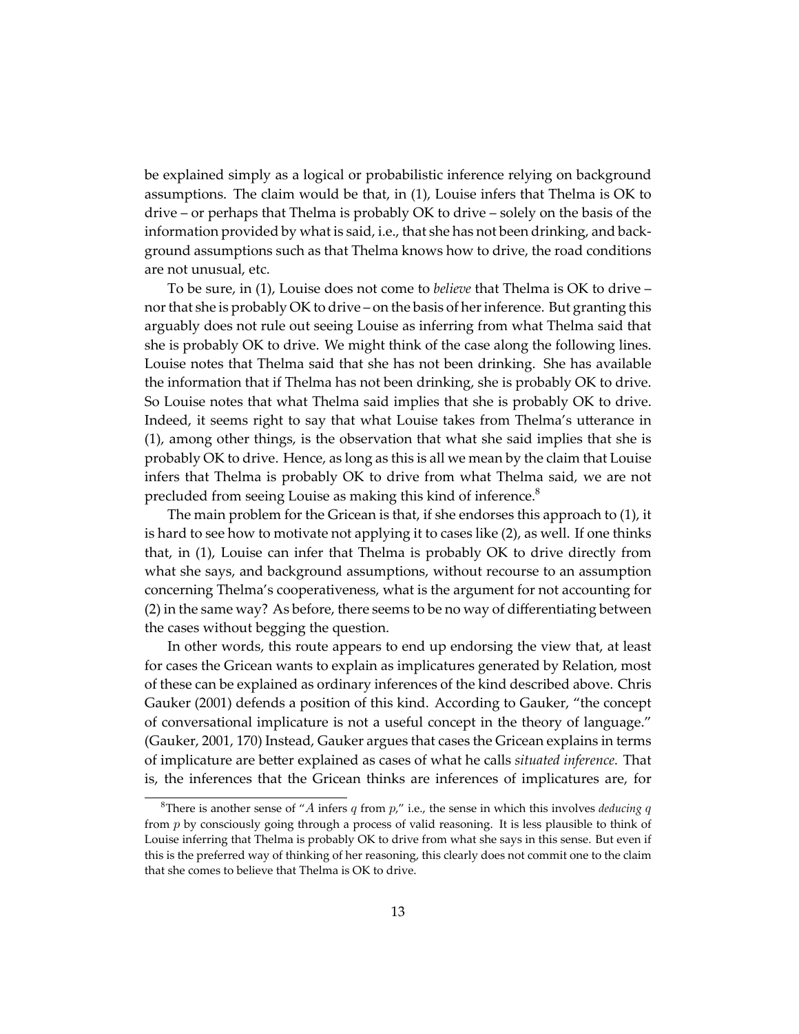be explained simply as a logical or probabilistic inference relying on background assumptions. The claim would be that, in (1), Louise infers that Thelma is OK to drive – or perhaps that Thelma is probably OK to drive – solely on the basis of the information provided by what is said, i.e., that she has not been drinking, and background assumptions such as that Thelma knows how to drive, the road conditions are not unusual, etc.

To be sure, in (1), Louise does not come to *believe* that Thelma is OK to drive – nor that she is probably OK to drive – on the basis of her inference. But granting this arguably does not rule out seeing Louise as inferring from what Thelma said that she is probably OK to drive. We might think of the case along the following lines. Louise notes that Thelma said that she has not been drinking. She has available the information that if Thelma has not been drinking, she is probably OK to drive. So Louise notes that what Thelma said implies that she is probably OK to drive. Indeed, it seems right to say that what Louise takes from Thelma's utterance in (1), among other things, is the observation that what she said implies that she is probably OK to drive. Hence, as long as this is all we mean by the claim that Louise infers that Thelma is probably OK to drive from what Thelma said, we are not precluded from seeing Louise as making this kind of inference.[8]

The main problem for the Gricean is that, if she endorses this approach to (1), it is hard to see how to motivate not applying it to cases like (2), as well. If one thinks that, in (1), Louise can infer that Thelma is probably OK to drive directly from what she says, and background assumptions, without recourse to an assumption concerning Thelma's cooperativeness, what is the argument for not accounting for (2) in the same way? As before, there seems to be no way of differentiating between the cases without begging the question.

In other words, this route appears to end up endorsing the view that, at least for cases the Gricean wants to explain as implicatures generated by Relation, most of these can be explained as ordinary inferences of the kind described above. Chris Gauker (2001) defends a position of this kind. According to Gauker, "the concept of conversational implicature is not a useful concept in the theory of language." (Gauker, 2001, 170) Instead, Gauker argues that cases the Gricean explains in terms of implicature are better explained as cases of what he calls *situated inference.* That is, the inferences that the Gricean thinks are inferences of implicatures are, for

[8] There is another sense of "$A$ infers $q$ from $p$," i.e., the sense in which this involves *deducing* $q$ from $p$ by consciously going through a process of valid reasoning. It is less plausible to think of Louise inferring that Thelma is probably OK to drive from what she says in this sense. But even if this is the preferred way of thinking of her reasoning, this clearly does not commit one to the claim that she comes to believe that Thelma is OK to drive.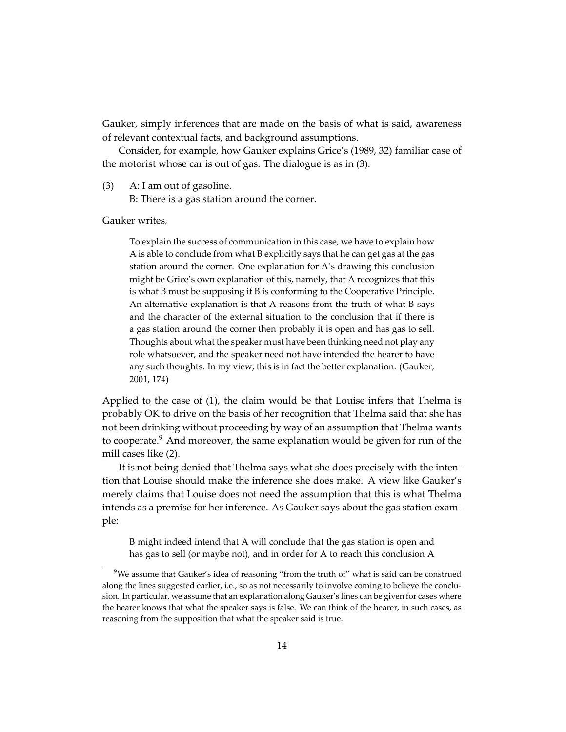Gauker, simply inferences that are made on the basis of what is said, awareness of relevant contextual facts, and background assumptions.

Consider, for example, how Gauker explains Grice's (1989, 32) familiar case of the motorist whose car is out of gas. The dialogue is as in (3).

(3) A: I am out of gasoline.
B: There is a gas station around the corner.

Gauker writes,

> To explain the success of communication in this case, we have to explain how A is able to conclude from what B explicitly says that he can get gas at the gas station around the corner. One explanation for A's drawing this conclusion might be Grice's own explanation of this, namely, that A recognizes that this is what B must be supposing if B is conforming to the Cooperative Principle. An alternative explanation is that A reasons from the truth of what B says and the character of the external situation to the conclusion that if there is a gas station around the corner then probably it is open and has gas to sell. Thoughts about what the speaker must have been thinking need not play any role whatsoever, and the speaker need not have intended the hearer to have any such thoughts. In my view, this is in fact the better explanation. (Gauker, 2001, 174)

Applied to the case of (1), the claim would be that Louise infers that Thelma is probably OK to drive on the basis of her recognition that Thelma said that she has not been drinking without proceeding by way of an assumption that Thelma wants to cooperate.[9] And moreover, the same explanation would be given for run of the mill cases like (2).

It is not being denied that Thelma says what she does precisely with the intention that Louise should make the inference she does make. A view like Gauker's merely claims that Louise does not need the assumption that this is what Thelma intends as a premise for her inference. As Gauker says about the gas station example:

> B might indeed intend that A will conclude that the gas station is open and has gas to sell (or maybe not), and in order for A to reach this conclusion A

[9] We assume that Gauker's idea of reasoning "from the truth of" what is said can be construed along the lines suggested earlier, i.e., so as not necessarily to involve coming to believe the conclusion. In particular, we assume that an explanation along Gauker's lines can be given for cases where the hearer knows that what the speaker says is false. We can think of the hearer, in such cases, as reasoning from the supposition that what the speaker said is true.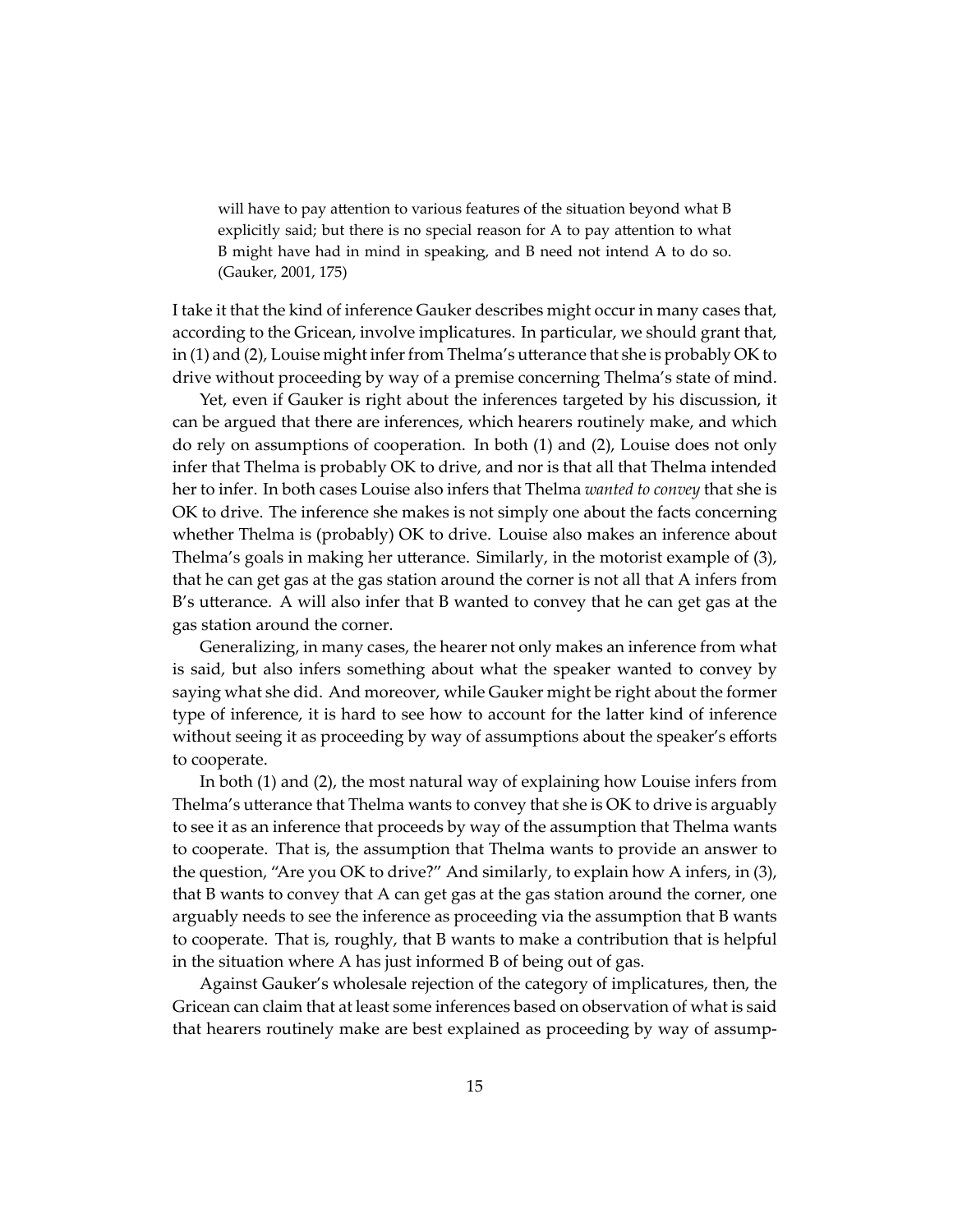> will have to pay attention to various features of the situation beyond what B explicitly said; but there is no special reason for A to pay attention to what B might have had in mind in speaking, and B need not intend A to do so. (Gauker, 2001, 175)

I take it that the kind of inference Gauker describes might occur in many cases that, according to the Gricean, involve implicatures. In particular, we should grant that, in (1) and (2), Louise might infer from Thelma's utterance that she is probably OK to drive without proceeding by way of a premise concerning Thelma's state of mind.

Yet, even if Gauker is right about the inferences targeted by his discussion, it can be argued that there are inferences, which hearers routinely make, and which do rely on assumptions of cooperation. In both (1) and (2), Louise does not only infer that Thelma is probably OK to drive, and nor is that all that Thelma intended her to infer. In both cases Louise also infers that Thelma *wanted to convey* that she is OK to drive. The inference she makes is not simply one about the facts concerning whether Thelma is (probably) OK to drive. Louise also makes an inference about Thelma's goals in making her utterance. Similarly, in the motorist example of (3), that he can get gas at the gas station around the corner is not all that A infers from B's utterance. A will also infer that B wanted to convey that he can get gas at the gas station around the corner.

Generalizing, in many cases, the hearer not only makes an inference from what is said, but also infers something about what the speaker wanted to convey by saying what she did. And moreover, while Gauker might be right about the former type of inference, it is hard to see how to account for the latter kind of inference without seeing it as proceeding by way of assumptions about the speaker's efforts to cooperate.

In both (1) and (2), the most natural way of explaining how Louise infers from Thelma's utterance that Thelma wants to convey that she is OK to drive is arguably to see it as an inference that proceeds by way of the assumption that Thelma wants to cooperate. That is, the assumption that Thelma wants to provide an answer to the question, "Are you OK to drive?" And similarly, to explain how A infers, in (3), that B wants to convey that A can get gas at the gas station around the corner, one arguably needs to see the inference as proceeding via the assumption that B wants to cooperate. That is, roughly, that B wants to make a contribution that is helpful in the situation where A has just informed B of being out of gas.

Against Gauker's wholesale rejection of the category of implicatures, then, the Gricean can claim that at least some inferences based on observation of what is said that hearers routinely make are best explained as proceeding by way of assump-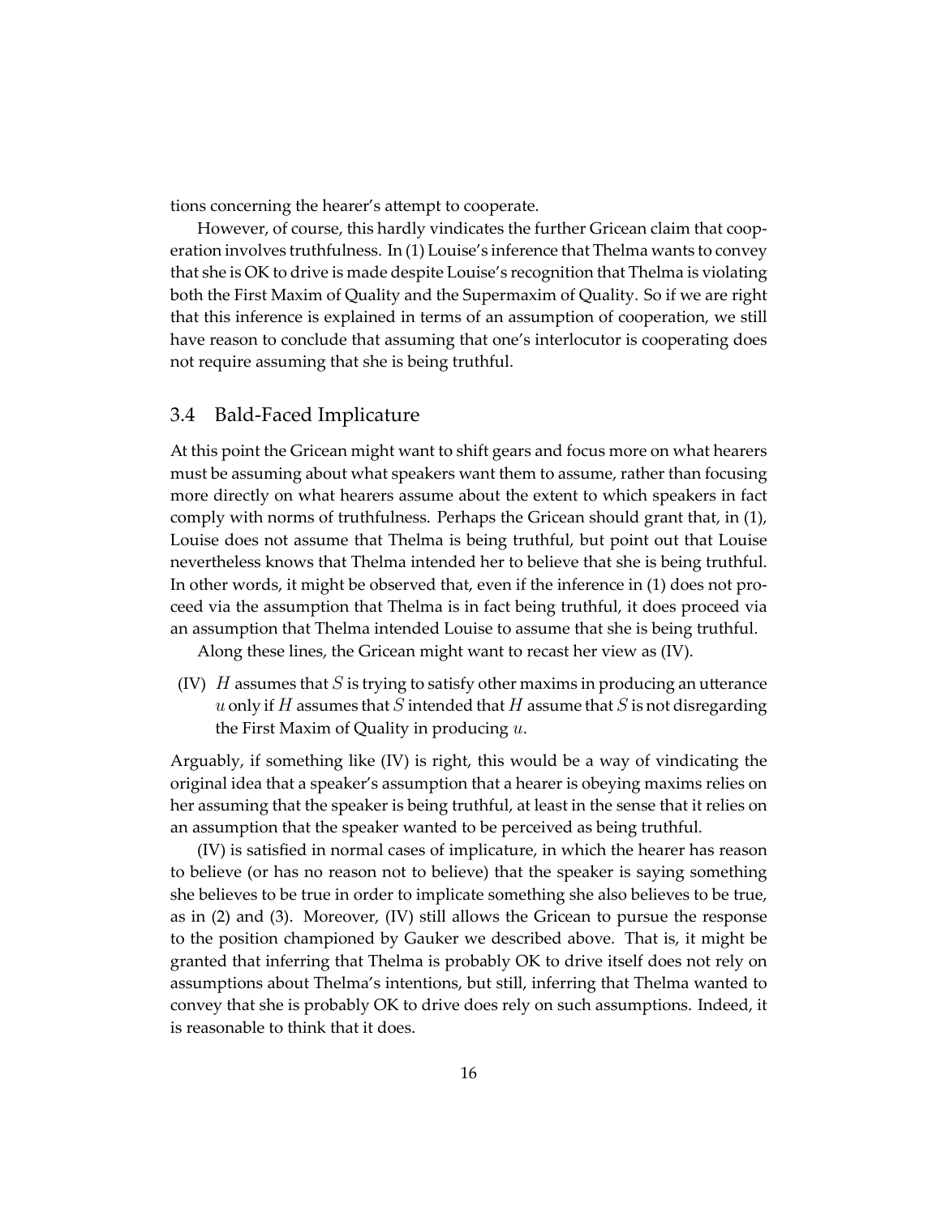tions concerning the hearer's attempt to cooperate.

However, of course, this hardly vindicates the further Gricean claim that cooperation involves truthfulness. In (1) Louise's inference that Thelma wants to convey that she is OK to drive is made despite Louise's recognition that Thelma is violating both the First Maxim of Quality and the Supermaxim of Quality. So if we are right that this inference is explained in terms of an assumption of cooperation, we still have reason to conclude that assuming that one's interlocutor is cooperating does not require assuming that she is being truthful.

### 3.4 Bald-Faced Implicature

At this point the Gricean might want to shift gears and focus more on what hearers must be assuming about what speakers want them to assume, rather than focusing more directly on what hearers assume about the extent to which speakers in fact comply with norms of truthfulness. Perhaps the Gricean should grant that, in (1), Louise does not assume that Thelma is being truthful, but point out that Louise nevertheless knows that Thelma intended her to believe that she is being truthful. In other words, it might be observed that, even if the inference in (1) does not proceed via the assumption that Thelma is in fact being truthful, it does proceed via an assumption that Thelma intended Louise to assume that she is being truthful.

Along these lines, the Gricean might want to recast her view as (IV).

(IV) $H$ assumes that $S$ is trying to satisfy other maxims in producing an utterance $u$ only if $H$ assumes that $S$ intended that $H$ assume that $S$ is not disregarding the First Maxim of Quality in producing $u$.

Arguably, if something like (IV) is right, this would be a way of vindicating the original idea that a speaker's assumption that a hearer is obeying maxims relies on her assuming that the speaker is being truthful, at least in the sense that it relies on an assumption that the speaker wanted to be perceived as being truthful.

(IV) is satisfied in normal cases of implicature, in which the hearer has reason to believe (or has no reason not to believe) that the speaker is saying something she believes to be true in order to implicate something she also believes to be true, as in (2) and (3). Moreover, (IV) still allows the Gricean to pursue the response to the position championed by Gauker we described above. That is, it might be granted that inferring that Thelma is probably OK to drive itself does not rely on assumptions about Thelma's intentions, but still, inferring that Thelma wanted to convey that she is probably OK to drive does rely on such assumptions. Indeed, it is reasonable to think that it does.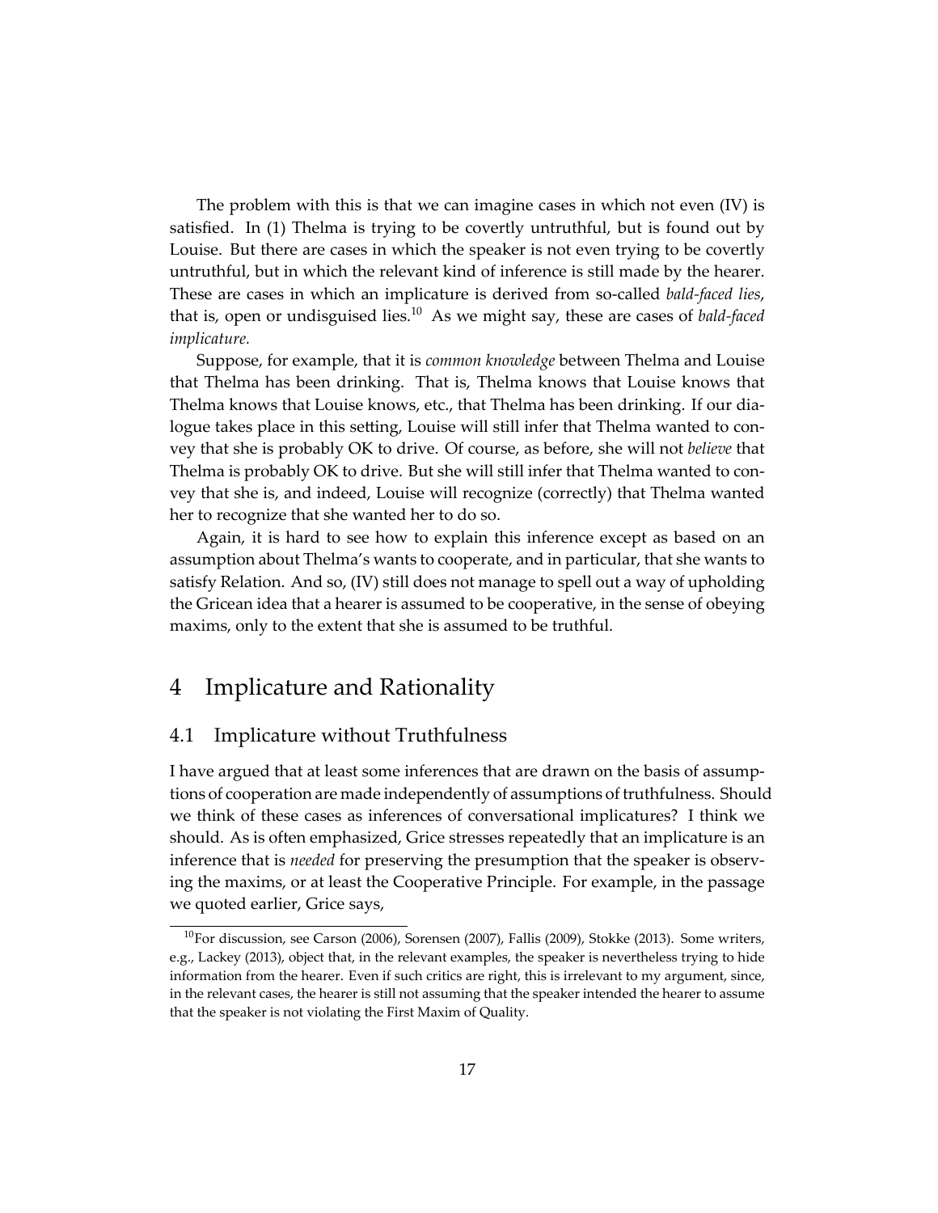The problem with this is that we can imagine cases in which not even (IV) is satisfied. In (1) Thelma is trying to be covertly untruthful, but is found out by Louise. But there are cases in which the speaker is not even trying to be covertly untruthful, but in which the relevant kind of inference is still made by the hearer. These are cases in which an implicature is derived from so-called *bald-faced lies*, that is, open or undisguised lies.[10] As we might say, these are cases of *bald-faced implicature.*

Suppose, for example, that it is *common knowledge* between Thelma and Louise that Thelma has been drinking. That is, Thelma knows that Louise knows that Thelma knows that Louise knows, etc., that Thelma has been drinking. If our dialogue takes place in this setting, Louise will still infer that Thelma wanted to convey that she is probably OK to drive. Of course, as before, she will not *believe* that Thelma is probably OK to drive. But she will still infer that Thelma wanted to convey that she is, and indeed, Louise will recognize (correctly) that Thelma wanted her to recognize that she wanted her to do so.

Again, it is hard to see how to explain this inference except as based on an assumption about Thelma's wants to cooperate, and in particular, that she wants to satisfy Relation. And so, (IV) still does not manage to spell out a way of upholding the Gricean idea that a hearer is assumed to be cooperative, in the sense of obeying maxims, only to the extent that she is assumed to be truthful.

# 4 Implicature and Rationality

## 4.1 Implicature without Truthfulness

I have argued that at least some inferences that are drawn on the basis of assumptions of cooperation are made independently of assumptions of truthfulness. Should we think of these cases as inferences of conversational implicatures? I think we should. As is often emphasized, Grice stresses repeatedly that an implicature is an inference that is *needed* for preserving the presumption that the speaker is observing the maxims, or at least the Cooperative Principle. For example, in the passage we quoted earlier, Grice says,

[10] For discussion, see Carson (2006), Sorensen (2007), Fallis (2009), Stokke (2013). Some writers, e.g., Lackey (2013), object that, in the relevant examples, the speaker is nevertheless trying to hide information from the hearer. Even if such critics are right, this is irrelevant to my argument, since, in the relevant cases, the hearer is still not assuming that the speaker intended the hearer to assume that the speaker is not violating the First Maxim of Quality.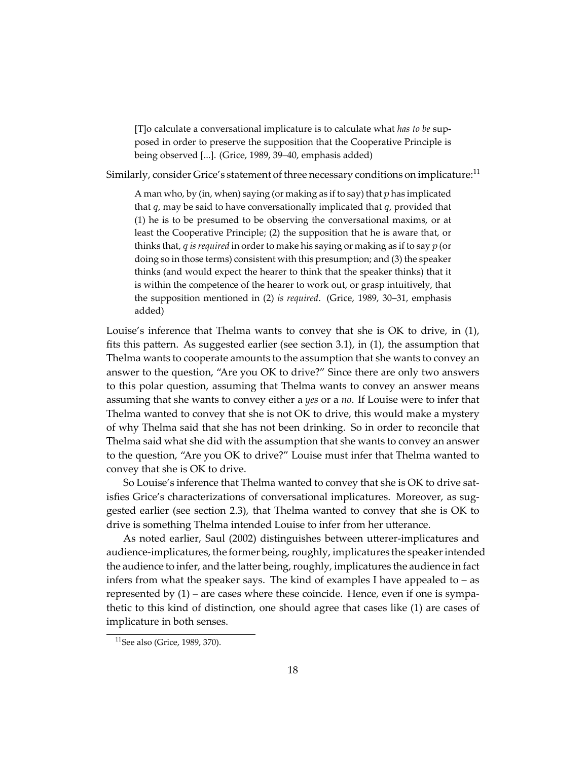> [T]o calculate a conversational implicature is to calculate what *has to be* supposed in order to preserve the supposition that the Cooperative Principle is being observed [...]. (Grice, 1989, 39–40, emphasis added)

Similarly, consider Grice's statement of three necessary conditions on implicature:[11]

> A man who, by (in, when) saying (or making as if to say) that $p$ has implicated that $q$, may be said to have conversationally implicated that $q$, provided that (1) he is to be presumed to be observing the conversational maxims, or at least the Cooperative Principle; (2) the supposition that he is aware that, or thinks that, $q$ *is required* in order to make his saying or making as if to say $p$ (or doing so in those terms) consistent with this presumption; and (3) the speaker thinks (and would expect the hearer to think that the speaker thinks) that it is within the competence of the hearer to work out, or grasp intuitively, that the supposition mentioned in (2) *is required*. (Grice, 1989, 30–31, emphasis added)

Louise's inference that Thelma wants to convey that she is OK to drive, in (1), fits this pattern. As suggested earlier (see section 3.1), in (1), the assumption that Thelma wants to cooperate amounts to the assumption that she wants to convey an answer to the question, "Are you OK to drive?" Since there are only two answers to this polar question, assuming that Thelma wants to convey an answer means assuming that she wants to convey either a *yes* or a *no*. If Louise were to infer that Thelma wanted to convey that she is not OK to drive, this would make a mystery of why Thelma said that she has not been drinking. So in order to reconcile that Thelma said what she did with the assumption that she wants to convey an answer to the question, "Are you OK to drive?" Louise must infer that Thelma wanted to convey that she is OK to drive.

So Louise's inference that Thelma wanted to convey that she is OK to drive satisfies Grice's characterizations of conversational implicatures. Moreover, as suggested earlier (see section 2.3), that Thelma wanted to convey that she is OK to drive is something Thelma intended Louise to infer from her utterance.

As noted earlier, Saul (2002) distinguishes between utterer-implicatures and audience-implicatures, the former being, roughly, implicatures the speaker intended the audience to infer, and the latter being, roughly, implicatures the audience in fact infers from what the speaker says. The kind of examples I have appealed to – as represented by (1) – are cases where these coincide. Hence, even if one is sympathetic to this kind of distinction, one should agree that cases like (1) are cases of implicature in both senses.

[11] See also (Grice, 1989, 370).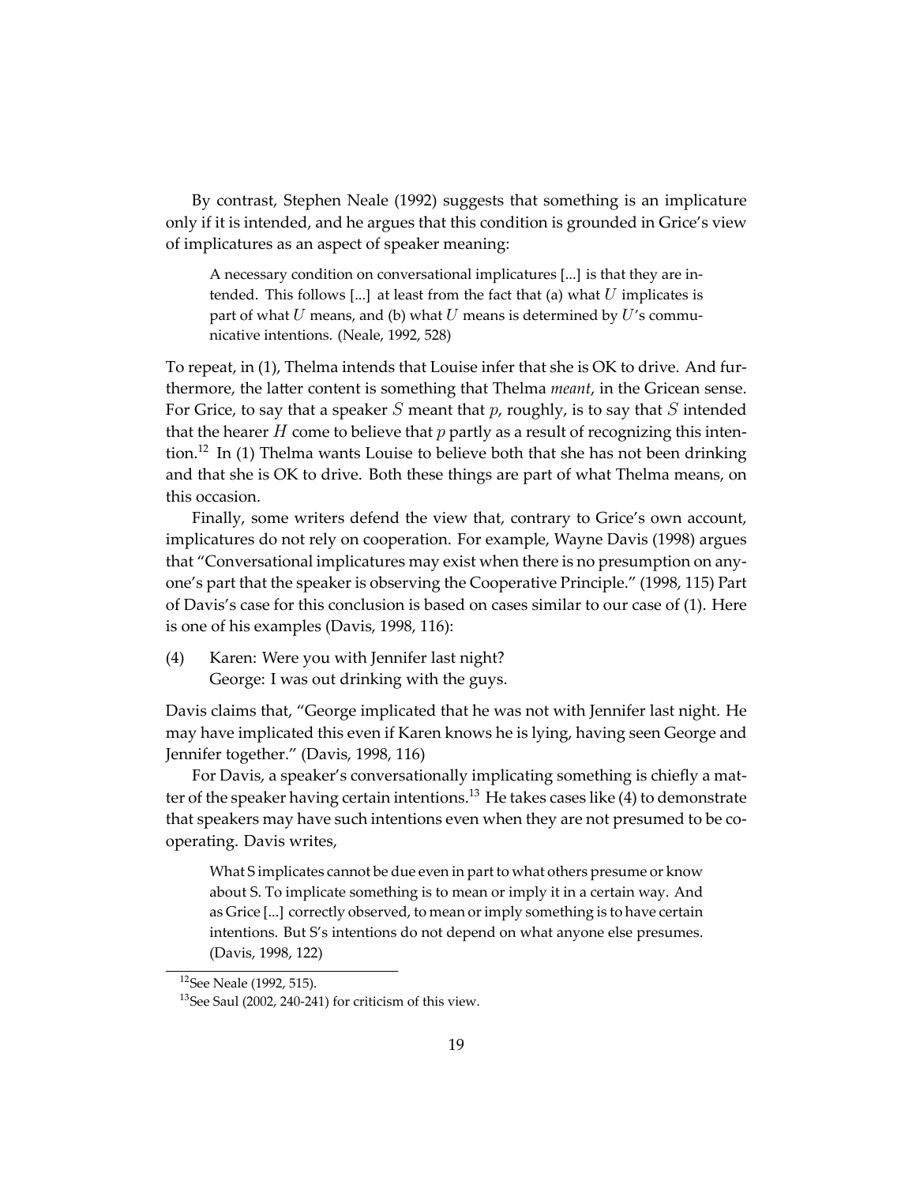By contrast, Stephen Neale (1992) suggests that something is an implicature only if it is intended, and he argues that this condition is grounded in Grice's view of implicatures as an aspect of speaker meaning:

> A necessary condition on conversational implicatures [...] is that they are intended. This follows [...] at least from the fact that (a) what $U$ implicates is part of what $U$ means, and (b) what $U$ means is determined by $U$'s communicative intentions. (Neale, 1992, 528)

To repeat, in (1), Thelma intends that Louise infer that she is OK to drive. And furthermore, the latter content is something that Thelma *meant*, in the Gricean sense. For Grice, to say that a speaker $S$ meant that $p$, roughly, is to say that $S$ intended that the hearer $H$ come to believe that $p$ partly as a result of recognizing this intention.[12] In (1) Thelma wants Louise to believe both that she has not been drinking and that she is OK to drive. Both these things are part of what Thelma means, on this occasion.

Finally, some writers defend the view that, contrary to Grice's own account, implicatures do not rely on cooperation. For example, Wayne Davis (1998) argues that "Conversational implicatures may exist when there is no presumption on anyone's part that the speaker is observing the Cooperative Principle." (1998, 115) Part of Davis's case for this conclusion is based on cases similar to our case of (1). Here is one of his examples (Davis, 1998, 116):

(4) Karen: Were you with Jennifer last night?
George: I was out drinking with the guys.

Davis claims that, "George implicated that he was not with Jennifer last night. He may have implicated this even if Karen knows he is lying, having seen George and Jennifer together." (Davis, 1998, 116)

For Davis, a speaker's conversationally implicating something is chiefly a matter of the speaker having certain intentions.[13] He takes cases like (4) to demonstrate that speakers may have such intentions even when they are not presumed to be cooperating. Davis writes,

> What S implicates cannot be due even in part to what others presume or know about S. To implicate something is to mean or imply it in a certain way. And as Grice [...] correctly observed, to mean or imply something is to have certain intentions. But S's intentions do not depend on what anyone else presumes. (Davis, 1998, 122)

[12] See Neale (1992, 515).

[13] See Saul (2002, 240-241) for criticism of this view.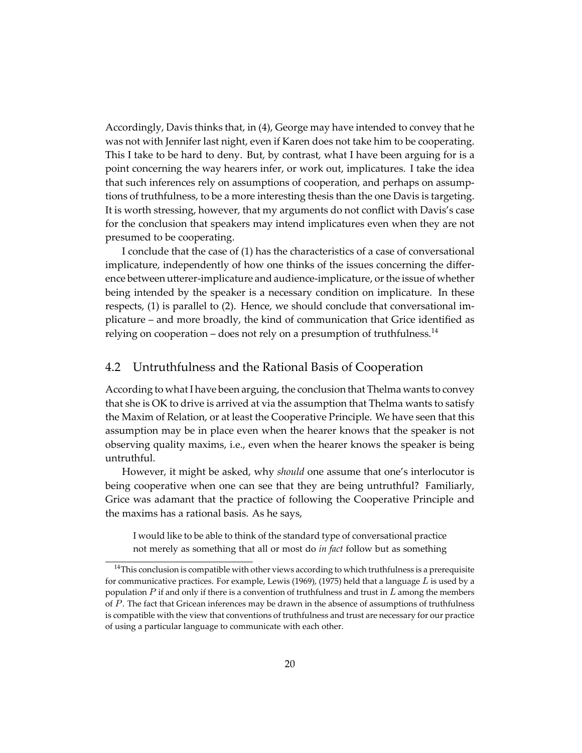Accordingly, Davis thinks that, in (4), George may have intended to convey that he was not with Jennifer last night, even if Karen does not take him to be cooperating. This I take to be hard to deny. But, by contrast, what I have been arguing for is a point concerning the way hearers infer, or work out, implicatures. I take the idea that such inferences rely on assumptions of cooperation, and perhaps on assumptions of truthfulness, to be a more interesting thesis than the one Davis is targeting. It is worth stressing, however, that my arguments do not conflict with Davis's case for the conclusion that speakers may intend implicatures even when they are not presumed to be cooperating.

I conclude that the case of (1) has the characteristics of a case of conversational implicature, independently of how one thinks of the issues concerning the difference between utterer-implicature and audience-implicature, or the issue of whether being intended by the speaker is a necessary condition on implicature. In these respects, (1) is parallel to (2). Hence, we should conclude that conversational implicature – and more broadly, the kind of communication that Grice identified as relying on cooperation – does not rely on a presumption of truthfulness.[14]

## 4.2 Untruthfulness and the Rational Basis of Cooperation

According to what I have been arguing, the conclusion that Thelma wants to convey that she is OK to drive is arrived at via the assumption that Thelma wants to satisfy the Maxim of Relation, or at least the Cooperative Principle. We have seen that this assumption may be in place even when the hearer knows that the speaker is not observing quality maxims, i.e., even when the hearer knows the speaker is being untruthful.

However, it might be asked, why *should* one assume that one's interlocutor is being cooperative when one can see that they are being untruthful? Familiarly, Grice was adamant that the practice of following the Cooperative Principle and the maxims has a rational basis. As he says,

> I would like to be able to think of the standard type of conversational practice not merely as something that all or most do *in fact* follow but as something

[14]This conclusion is compatible with other views according to which truthfulness is a prerequisite for communicative practices. For example, Lewis (1969), (1975) held that a language $L$ is used by a population $P$ if and only if there is a convention of truthfulness and trust in $L$ among the members of $P$. The fact that Gricean inferences may be drawn in the absence of assumptions of truthfulness is compatible with the view that conventions of truthfulness and trust are necessary for our practice of using a particular language to communicate with each other.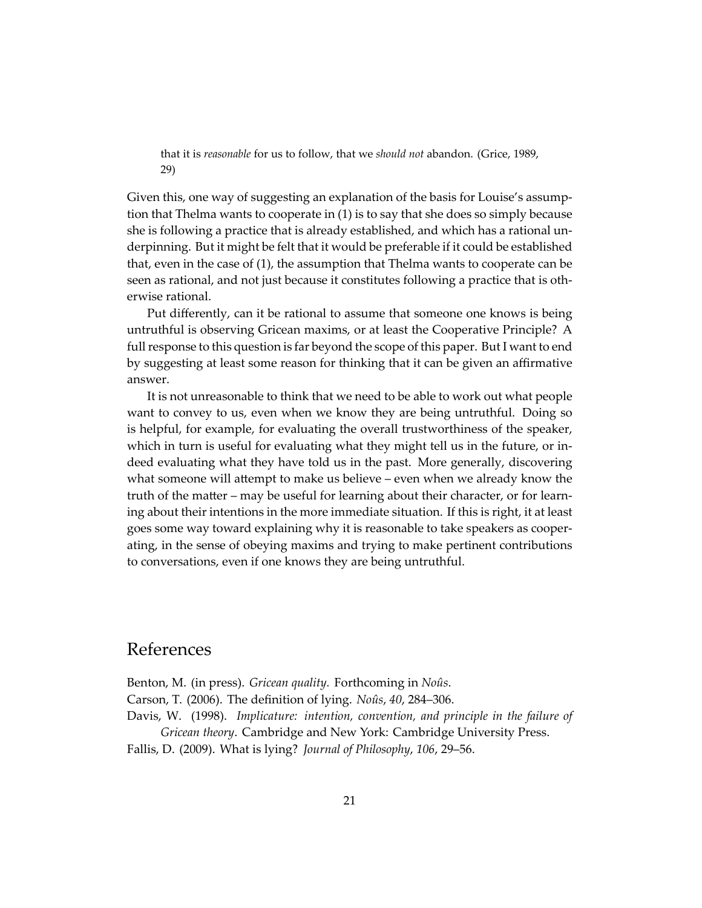> that it is *reasonable* for us to follow, that we *should not* abandon. (Grice, 1989, 29)

Given this, one way of suggesting an explanation of the basis for Louise's assumption that Thelma wants to cooperate in (1) is to say that she does so simply because she is following a practice that is already established, and which has a rational underpinning. But it might be felt that it would be preferable if it could be established that, even in the case of (1), the assumption that Thelma wants to cooperate can be seen as rational, and not just because it constitutes following a practice that is otherwise rational.

Put differently, can it be rational to assume that someone one knows is being untruthful is observing Gricean maxims, or at least the Cooperative Principle? A full response to this question is far beyond the scope of this paper. But I want to end by suggesting at least some reason for thinking that it can be given an affirmative answer.

It is not unreasonable to think that we need to be able to work out what people want to convey to us, even when we know they are being untruthful. Doing so is helpful, for example, for evaluating the overall trustworthiness of the speaker, which in turn is useful for evaluating what they might tell us in the future, or indeed evaluating what they have told us in the past. More generally, discovering what someone will attempt to make us believe – even when we already know the truth of the matter – may be useful for learning about their character, or for learning about their intentions in the more immediate situation. If this is right, it at least goes some way toward explaining why it is reasonable to take speakers as cooperating, in the sense of obeying maxims and trying to make pertinent contributions to conversations, even if one knows they are being untruthful.

# References

Benton, M. (in press). *Gricean quality*. Forthcoming in *Noûs*.

Carson, T. (2006). The definition of lying. *Noûs*, *40*, 284–306.

Davis, W. (1998). *Implicature: intention, convention, and principle in the failure of Gricean theory*. Cambridge and New York: Cambridge University Press.

Fallis, D. (2009). What is lying? *Journal of Philosophy*, *106*, 29–56.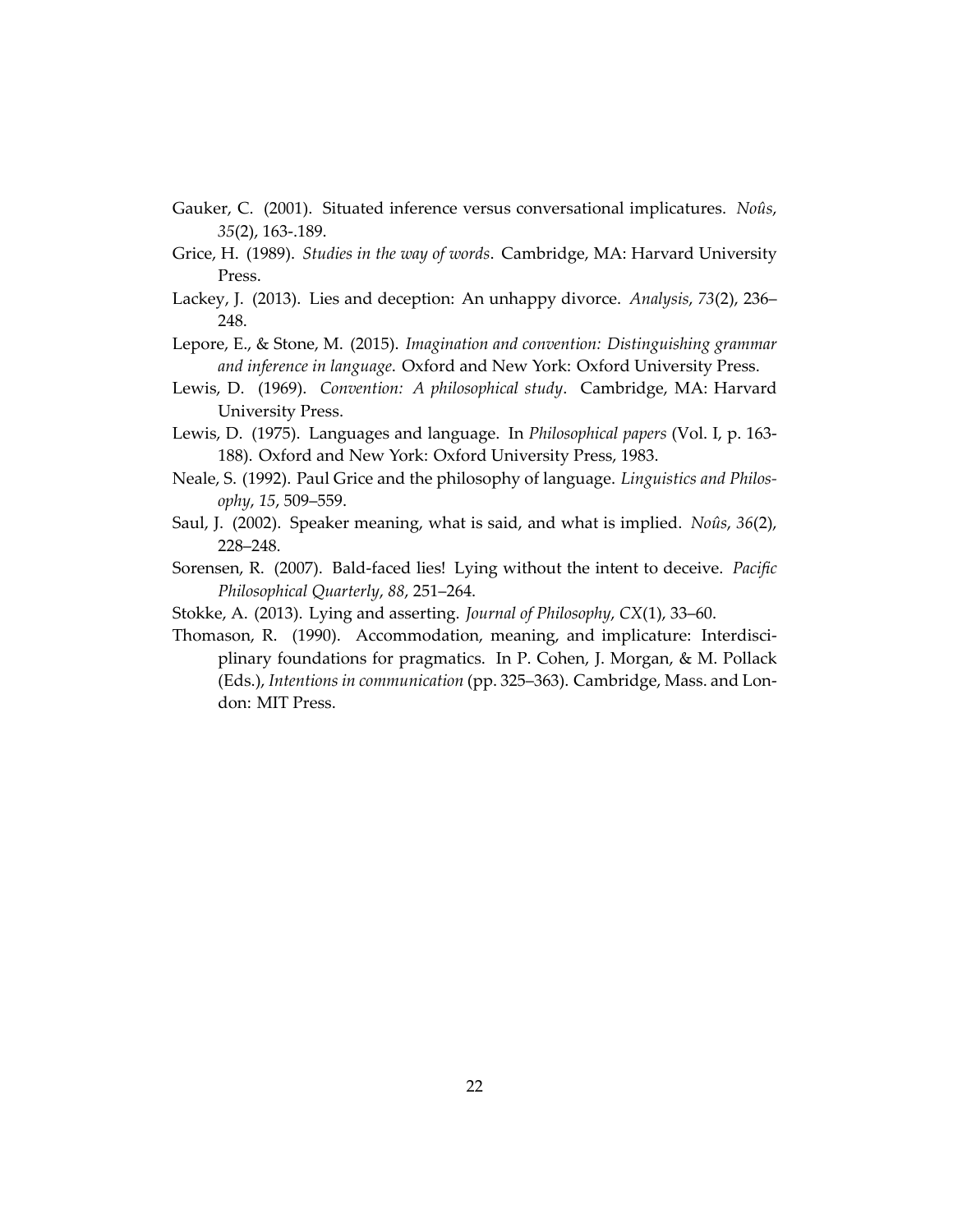Gauker, C. (2001). Situated inference versus conversational implicatures. *Noûs*, *35*(2), 163-.189.

Grice, H. (1989). *Studies in the way of words*. Cambridge, MA: Harvard University Press.

Lackey, J. (2013). Lies and deception: An unhappy divorce. *Analysis*, *73*(2), 236–248.

Lepore, E., & Stone, M. (2015). *Imagination and convention: Distinguishing grammar and inference in language*. Oxford and New York: Oxford University Press.

Lewis, D. (1969). *Convention: A philosophical study*. Cambridge, MA: Harvard University Press.

Lewis, D. (1975). Languages and language. In *Philosophical papers* (Vol. I, p. 163-188). Oxford and New York: Oxford University Press, 1983.

Neale, S. (1992). Paul Grice and the philosophy of language. *Linguistics and Philosophy*, *15*, 509–559.

Saul, J. (2002). Speaker meaning, what is said, and what is implied. *Noûs*, *36*(2), 228–248.

Sorensen, R. (2007). Bald-faced lies! Lying without the intent to deceive. *Pacific Philosophical Quarterly*, *88*, 251–264.

Stokke, A. (2013). Lying and asserting. *Journal of Philosophy*, *CX*(1), 33–60.

Thomason, R. (1990). Accommodation, meaning, and implicature: Interdisciplinary foundations for pragmatics. In P. Cohen, J. Morgan, & M. Pollack (Eds.), *Intentions in communication* (pp. 325–363). Cambridge, Mass. and London: MIT Press.